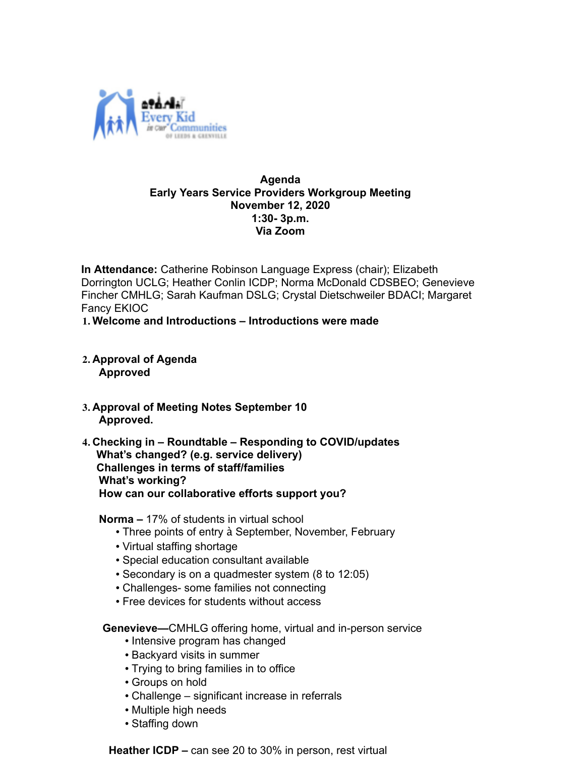**Agenda**
**Early Years Service Providers Workgroup Meeting**
**November 12, 2020**
**1:30- 3p.m.**
**Via Zoom**

**In Attendance:** Catherine Robinson Language Express (chair); Elizabeth Dorrington UCLG; Heather Conlin ICDP; Norma McDonald CDSBEO; Genevieve Fincher CMHLG; Sarah Kaufman DSLG; Crystal Dietschweiler BDACI; Margaret Fancy EKIOC

1. **Welcome and Introductions – Introductions were made**

2. **Approval of Agenda**
   **Approved**

3. **Approval of Meeting Notes September 10**
   **Approved.**

4. **Checking in – Roundtable – Responding to COVID/updates**
   **What's changed? (e.g. service delivery)**
   **Challenges in terms of staff/families**
   **What's working?**
   **How can our collaborative efforts support you?**

   **Norma –** 17% of students in virtual school
   - Three points of entry à September, November, February
   - Virtual staffing shortage
   - Special education consultant available
   - Secondary is on a quadmester system (8 to 12:05)
   - Challenges- some families not connecting
   - Free devices for students without access

   **Genevieve—**CMHLG offering home, virtual and in-person service
   - Intensive program has changed
   - Backyard visits in summer
   - Trying to bring families in to office
   - Groups on hold
   - Challenge – significant increase in referrals
   - Multiple high needs
   - Staffing down

   **Heather ICDP –** can see 20 to 30% in person, rest virtual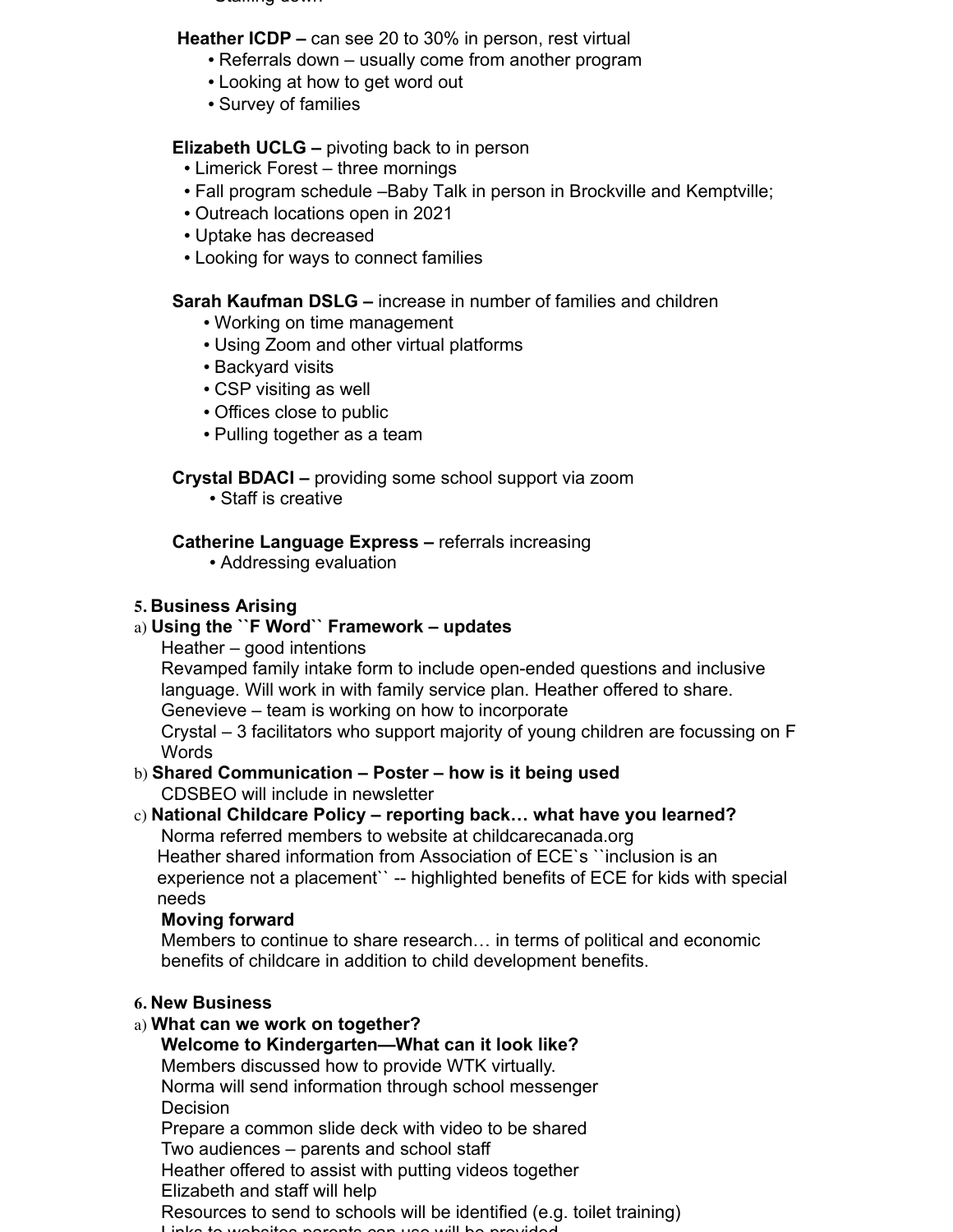**Heather ICDP –** can see 20 to 30% in person, rest virtual

- Referrals down – usually come from another program
- Looking at how to get word out
- Survey of families

**Elizabeth UCLG –** pivoting back to in person

- Limerick Forest – three mornings
- Fall program schedule –Baby Talk in person in Brockville and Kemptville;
- Outreach locations open in 2021
- Uptake has decreased
- Looking for ways to connect families

**Sarah Kaufman DSLG –** increase in number of families and children

- Working on time management
- Using Zoom and other virtual platforms
- Backyard visits
- CSP visiting as well
- Offices close to public
- Pulling together as a team

**Crystal BDACI –** providing some school support via zoom

- Staff is creative

**Catherine Language Express –** referrals increasing

- Addressing evaluation

**5. Business Arising**

a) **Using the ``F Word`` Framework – updates**

Heather – good intentions

Revamped family intake form to include open-ended questions and inclusive language. Will work in with family service plan. Heather offered to share.

Genevieve – team is working on how to incorporate

Crystal – 3 facilitators who support majority of young children are focussing on F Words

b) **Shared Communication – Poster – how is it being used**

CDSBEO will include in newsletter

c) **National Childcare Policy – reporting back… what have you learned?**

Norma referred members to website at childcarecanada.org

Heather shared information from Association of ECE`s ``inclusion is an experience not a placement`` -- highlighted benefits of ECE for kids with special needs

**Moving forward**

Members to continue to share research… in terms of political and economic benefits of childcare in addition to child development benefits.

**6. New Business**

a) **What can we work on together?**

**Welcome to Kindergarten—What can it look like?**

Members discussed how to provide WTK virtually.

Norma will send information through school messenger

Decision

Prepare a common slide deck with video to be shared

Two audiences – parents and school staff

Heather offered to assist with putting videos together

Elizabeth and staff will help

Resources to send to schools will be identified (e.g. toilet training)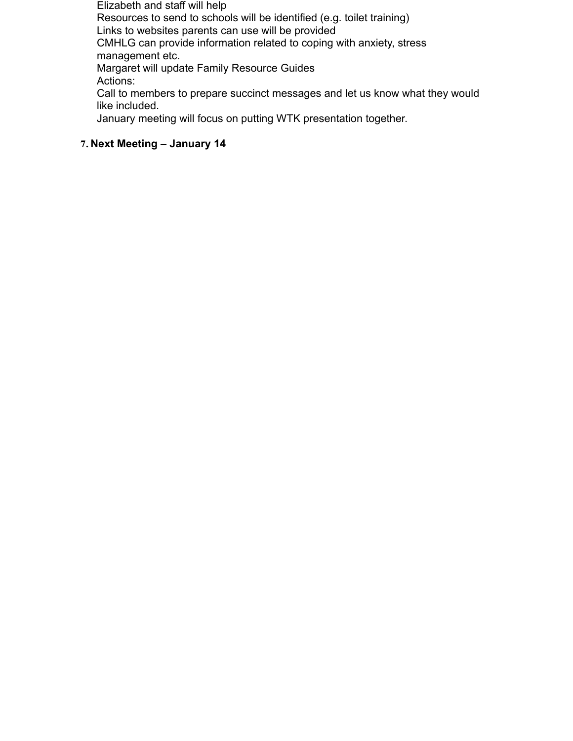Elizabeth and staff will help
Resources to send to schools will be identified (e.g. toilet training)
Links to websites parents can use will be provided
CMHLG can provide information related to coping with anxiety, stress management etc.
Margaret will update Family Resource Guides
Actions:
Call to members to prepare succinct messages and let us know what they would like included.
January meeting will focus on putting WTK presentation together.

7. **Next Meeting – January 14**